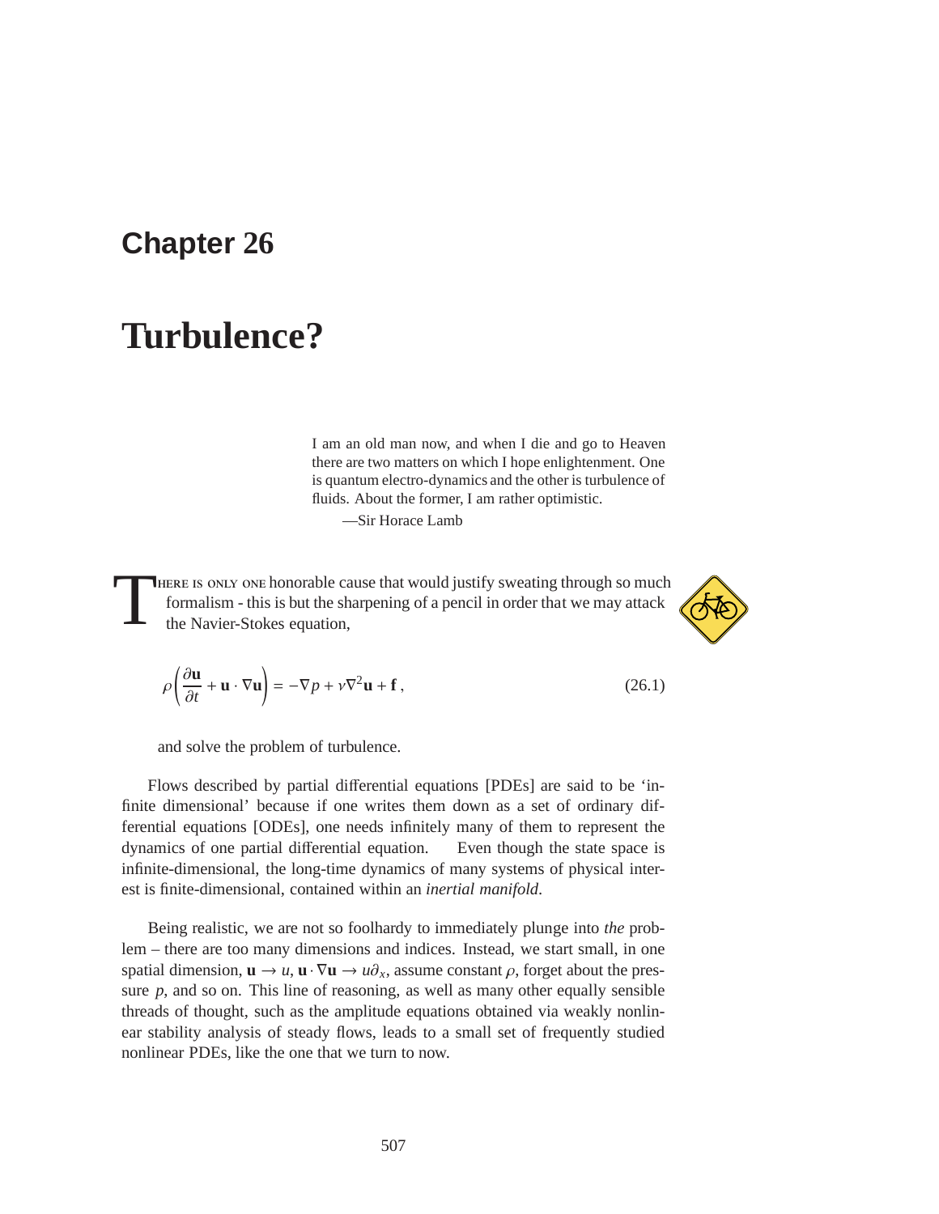# Chapter 26

# Turbulence?

> I am an old man now, and when I die and go to Heaven there are two matters on which I hope enlightenment. One is quantum electro-dynamics and the other is turbulence of fluids. About the former, I am rather optimistic.
>
> —Sir Horace Lamb

There is only one honorable cause that would justify sweating through so much formalism - this is but the sharpening of a pencil in order that we may attack the Navier-Stokes equation,

$$\rho\left(\frac{\partial \mathbf{u}}{\partial t} + \mathbf{u}\cdot\nabla\mathbf{u}\right) = -\nabla p + \nu\nabla^2\mathbf{u} + \mathbf{f}\,, \tag{26.1}$$

and solve the problem of turbulence.

Flows described by partial differential equations [PDEs] are said to be 'infinite dimensional' because if one writes them down as a set of ordinary differential equations [ODEs], one needs infinitely many of them to represent the dynamics of one partial differential equation. Even though the state space is infinite-dimensional, the long-time dynamics of many systems of physical interest is finite-dimensional, contained within an *inertial manifold*.

Being realistic, we are not so foolhardy to immediately plunge into *the* problem – there are too many dimensions and indices. Instead, we start small, in one spatial dimension, $\mathbf{u} \to u$, $\mathbf{u}\cdot\nabla\mathbf{u} \to u\partial_x$, assume constant $\rho$, forget about the pressure $p$, and so on. This line of reasoning, as well as many other equally sensible threads of thought, such as the amplitude equations obtained via weakly nonlinear stability analysis of steady flows, leads to a small set of frequently studied nonlinear PDEs, like the one that we turn to now.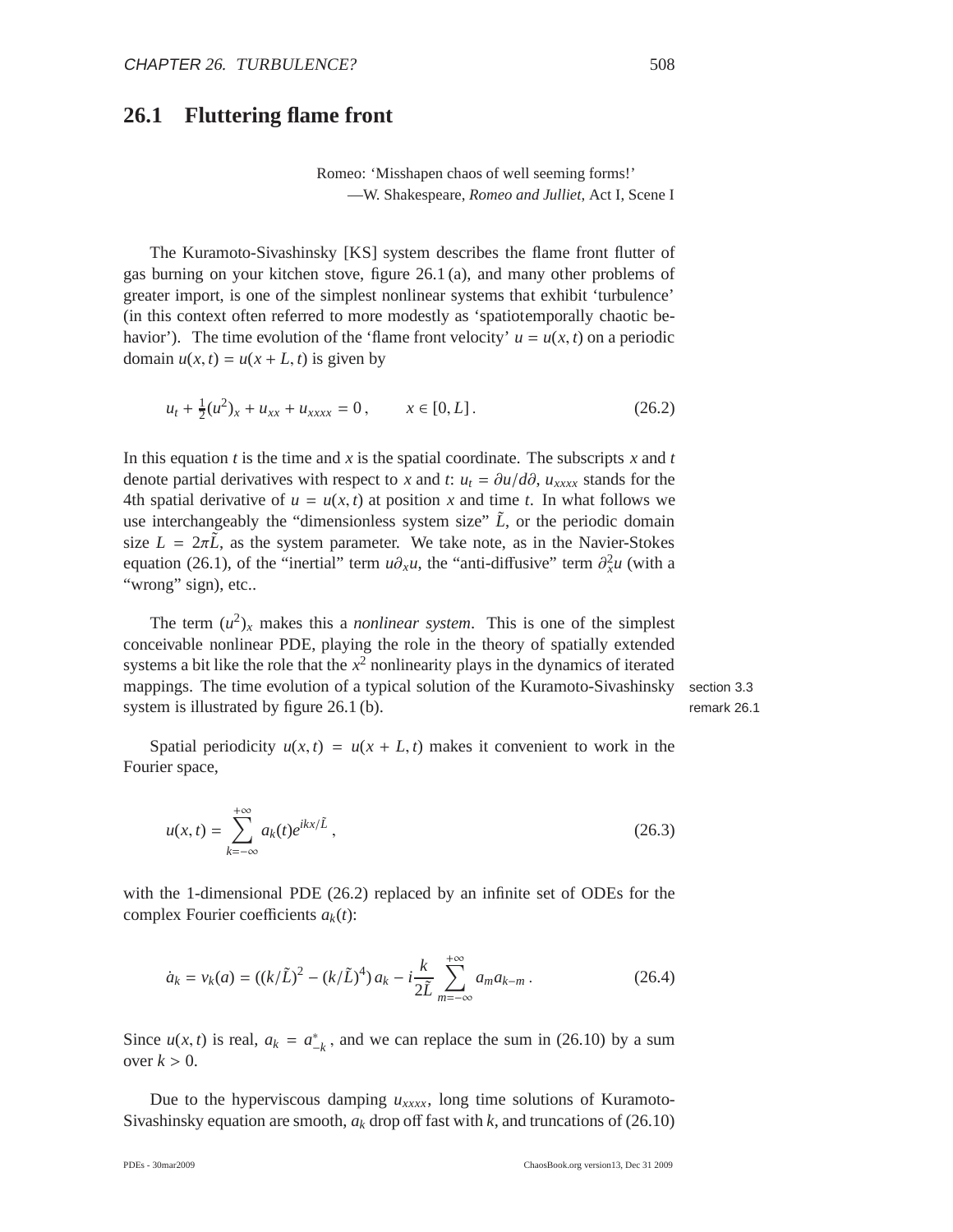## 26.1 Fluttering flame front

Romeo: 'Misshapen chaos of well seeming forms!'
—W. Shakespeare, *Romeo and Julliet*, Act I, Scene I

The Kuramoto-Sivashinsky [KS] system describes the flame front flutter of gas burning on your kitchen stove, figure 26.1 (a), and many other problems of greater import, is one of the simplest nonlinear systems that exhibit 'turbulence' (in this context often referred to more modestly as 'spatiotemporally chaotic behavior'). The time evolution of the 'flame front velocity' $u = u(x,t)$ on a periodic domain $u(x,t) = u(x+L,t)$ is given by

$$u_t + \frac{1}{2}(u^2)_x + u_{xx} + u_{xxxx} = 0\,, \qquad x \in [0, L]\,. \tag{26.2}$$

In this equation $t$ is the time and $x$ is the spatial coordinate. The subscripts $x$ and $t$ denote partial derivatives with respect to $x$ and $t$: $u_t = \partial u/d\partial$, $u_{xxxx}$ stands for the 4th spatial derivative of $u = u(x,t)$ at position $x$ and time $t$. In what follows we use interchangeably the "dimensionless system size" $\tilde{L}$, or the periodic domain size $L = 2\pi\tilde{L}$, as the system parameter. We take note, as in the Navier-Stokes equation (26.1), of the "inertial" term $u\partial_x u$, the "anti-diffusive" term $\partial_x^2 u$ (with a "wrong" sign), etc..

The term $(u^2)_x$ makes this a *nonlinear system*. This is one of the simplest conceivable nonlinear PDE, playing the role in the theory of spatially extended systems a bit like the role that the $x^2$ nonlinearity plays in the dynamics of iterated mappings. The time evolution of a typical solution of the Kuramoto-Sivashinsky system is illustrated by figure 26.1 (b).

section 3.3
remark 26.1

Spatial periodicity $u(x,t) = u(x+L,t)$ makes it convenient to work in the Fourier space,

$$u(x,t) = \sum_{k=-\infty}^{+\infty} a_k(t) e^{ikx/\tilde{L}}\,, \tag{26.3}$$

with the 1-dimensional PDE (26.2) replaced by an infinite set of ODEs for the complex Fourier coefficients $a_k(t)$:

$$\dot{a}_k = v_k(a) = ((k/\tilde{L})^2 - (k/\tilde{L})^4)\, a_k - i\frac{k}{2\tilde{L}} \sum_{m=-\infty}^{+\infty} a_m a_{k-m}\,. \tag{26.4}$$

Since $u(x,t)$ is real, $a_k = a_{-k}^*$, and we can replace the sum in (26.10) by a sum over $k > 0$.

Due to the hyperviscous damping $u_{xxxx}$, long time solutions of Kuramoto-Sivashinsky equation are smooth, $a_k$ drop off fast with $k$, and truncations of (26.10)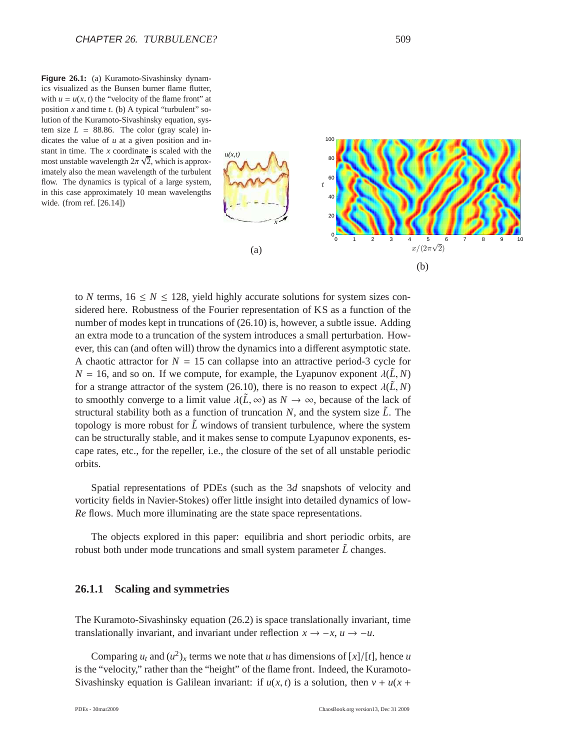**Figure 26.1:** (a) Kuramoto-Sivashinsky dynamics visualized as the Bunsen burner flame flutter, with $u = u(x, t)$ the "velocity of the flame front" at position $x$ and time $t$. (b) A typical "turbulent" solution of the Kuramoto-Sivashinsky equation, system size $L = 88.86$. The color (gray scale) indicates the value of $u$ at a given position and instant in time. The $x$ coordinate is scaled with the most unstable wavelength $2\pi\sqrt{2}$, which is approximately also the mean wavelength of the turbulent flow. The dynamics is typical of a large system, in this case approximately 10 mean wavelengths wide. (from ref. [26.14])

to $N$ terms, $16 \leq N \leq 128$, yield highly accurate solutions for system sizes considered here. Robustness of the Fourier representation of KS as a function of the number of modes kept in truncations of (26.10) is, however, a subtle issue. Adding an extra mode to a truncation of the system introduces a small perturbation. However, this can (and often will) throw the dynamics into a different asymptotic state. A chaotic attractor for $N = 15$ can collapse into an attractive period-3 cycle for $N = 16$, and so on. If we compute, for example, the Lyapunov exponent $\lambda(\tilde{L}, N)$ for a strange attractor of the system (26.10), there is no reason to expect $\lambda(\tilde{L}, N)$ to smoothly converge to a limit value $\lambda(\tilde{L}, \infty)$ as $N \to \infty$, because of the lack of structural stability both as a function of truncation $N$, and the system size $\tilde{L}$. The topology is more robust for $\tilde{L}$ windows of transient turbulence, where the system can be structurally stable, and it makes sense to compute Lyapunov exponents, escape rates, etc., for the repeller, i.e., the closure of the set of all unstable periodic orbits.

Spatial representations of PDEs (such as the 3$d$ snapshots of velocity and vorticity fields in Navier-Stokes) offer little insight into detailed dynamics of low-*Re* flows. Much more illuminating are the state space representations.

The objects explored in this paper: equilibria and short periodic orbits, are robust both under mode truncations and small system parameter $\tilde{L}$ changes.

### 26.1.1 Scaling and symmetries

The Kuramoto-Sivashinsky equation (26.2) is space translationally invariant, time translationally invariant, and invariant under reflection $x \to -x$, $u \to -u$.

Comparing $u_t$ and $(u^2)_x$ terms we note that $u$ has dimensions of $[x]/[t]$, hence $u$ is the "velocity," rather than the "height" of the flame front. Indeed, the Kuramoto-Sivashinsky equation is Galilean invariant: if $u(x, t)$ is a solution, then $v + u(x +$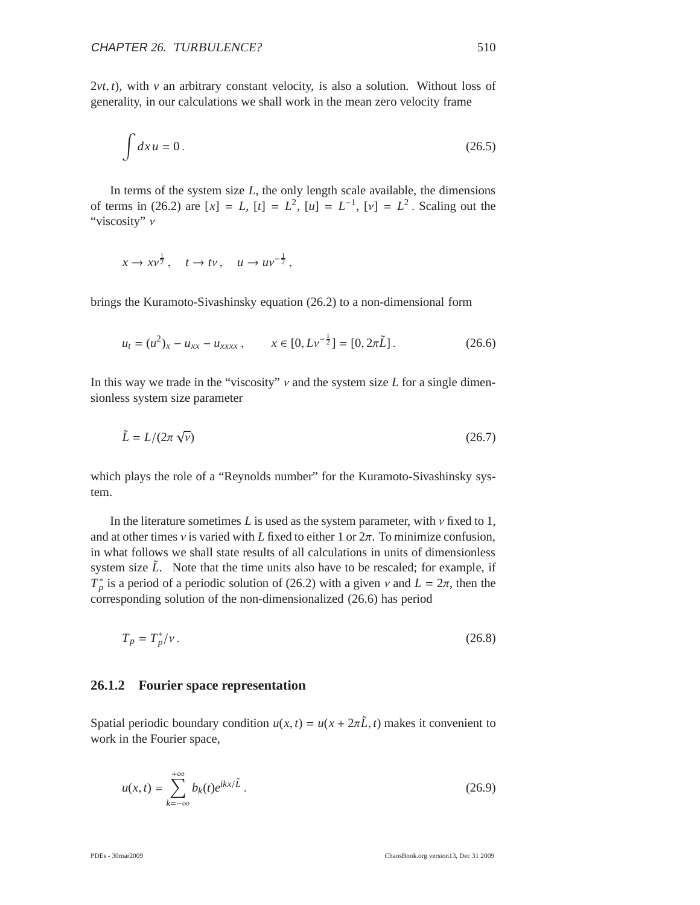$2vt, t)$, with $v$ an arbitrary constant velocity, is also a solution. Without loss of generality, in our calculations we shall work in the mean zero velocity frame

$$\int dx\, u = 0\,. \tag{26.5}$$

In terms of the system size $L$, the only length scale available, the dimensions of terms in (26.2) are $[x] = L$, $[t] = L^2$, $[u] = L^{-1}$, $[\nu] = L^2$. Scaling out the "viscosity" $\nu$

$$x \to x\nu^{\frac{1}{2}}\,, \quad t \to t\nu\,, \quad u \to u\nu^{-\frac{1}{2}}\,,$$

brings the Kuramoto-Sivashinsky equation (26.2) to a non-dimensional form

$$u_t = (u^2)_x - u_{xx} - u_{xxxx}\,, \qquad x \in [0, L\nu^{-\frac{1}{2}}] = [0, 2\pi\tilde{L}]\,. \tag{26.6}$$

In this way we trade in the "viscosity" $\nu$ and the system size $L$ for a single dimensionless system size parameter

$$\tilde{L} = L/(2\pi\sqrt{\nu}) \tag{26.7}$$

which plays the role of a "Reynolds number" for the Kuramoto-Sivashinsky system.

In the literature sometimes $L$ is used as the system parameter, with $\nu$ fixed to 1, and at other times $\nu$ is varied with $L$ fixed to either 1 or $2\pi$. To minimize confusion, in what follows we shall state results of all calculations in units of dimensionless system size $\tilde{L}$. Note that the time units also have to be rescaled; for example, if $T_p^*$ is a period of a periodic solution of (26.2) with a given $\nu$ and $L = 2\pi$, then the corresponding solution of the non-dimensionalized (26.6) has period

$$T_p = T_p^*/\nu\,. \tag{26.8}$$

### 26.1.2 Fourier space representation

Spatial periodic boundary condition $u(x, t) = u(x + 2\pi\tilde{L}, t)$ makes it convenient to work in the Fourier space,

$$u(x,t) = \sum_{k=-\infty}^{+\infty} b_k(t) e^{ikx/\tilde{L}}\,. \tag{26.9}$$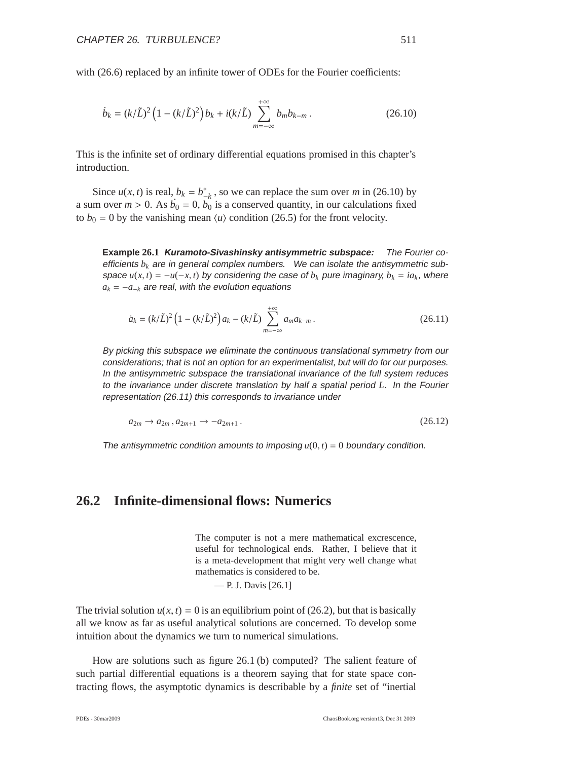with (26.6) replaced by an infinite tower of ODEs for the Fourier coefficients:

$$\dot{b}_k = (k/\tilde{L})^2 \left(1 - (k/\tilde{L})^2\right) b_k + i(k/\tilde{L}) \sum_{m=-\infty}^{+\infty} b_m b_{k-m} \,. \tag{26.10}$$

This is the infinite set of ordinary differential equations promised in this chapter's introduction.

Since $u(x,t)$ is real, $b_k = b^*_{-k}$, so we can replace the sum over $m$ in (26.10) by a sum over $m > 0$. As $\dot{b_0} = 0$, $b_0$ is a conserved quantity, in our calculations fixed to $b_0 = 0$ by the vanishing mean $\langle u \rangle$ condition (26.5) for the front velocity.

**Example 26.1** ***Kuramoto-Sivashinsky antisymmetric subspace:*** *The Fourier coefficients $b_k$ are in general complex numbers. We can isolate the antisymmetric subspace $u(x,t) = -u(-x,t)$ by considering the case of $b_k$ pure imaginary, $b_k = ia_k$, where $a_k = -a_{-k}$ are real, with the evolution equations*

$$\dot{a}_k = (k/\tilde{L})^2 \left(1 - (k/\tilde{L})^2\right) a_k - (k/\tilde{L}) \sum_{m=-\infty}^{+\infty} a_m a_{k-m} \,. \tag{26.11}$$

*By picking this subspace we eliminate the continuous translational symmetry from our considerations; that is not an option for an experimentalist, but will do for our purposes. In the antisymmetric subspace the translational invariance of the full system reduces to the invariance under discrete translation by half a spatial period $L$. In the Fourier representation (26.11) this corresponds to invariance under*

$$a_{2m} \rightarrow a_{2m} \,, a_{2m+1} \rightarrow -a_{2m+1} \,. \tag{26.12}$$

*The antisymmetric condition amounts to imposing $u(0,t) = 0$ boundary condition.*

## 26.2 Infinite-dimensional flows: Numerics

> The computer is not a mere mathematical excrescence, useful for technological ends. Rather, I believe that it is a meta-development that might very well change what mathematics is considered to be.
>
> — P. J. Davis [26.1]

The trivial solution $u(x,t) = 0$ is an equilibrium point of (26.2), but that is basically all we know as far as useful analytical solutions are concerned. To develop some intuition about the dynamics we turn to numerical simulations.

How are solutions such as figure 26.1 (b) computed? The salient feature of such partial differential equations is a theorem saying that for state space contracting flows, the asymptotic dynamics is describable by a *finite* set of "inertial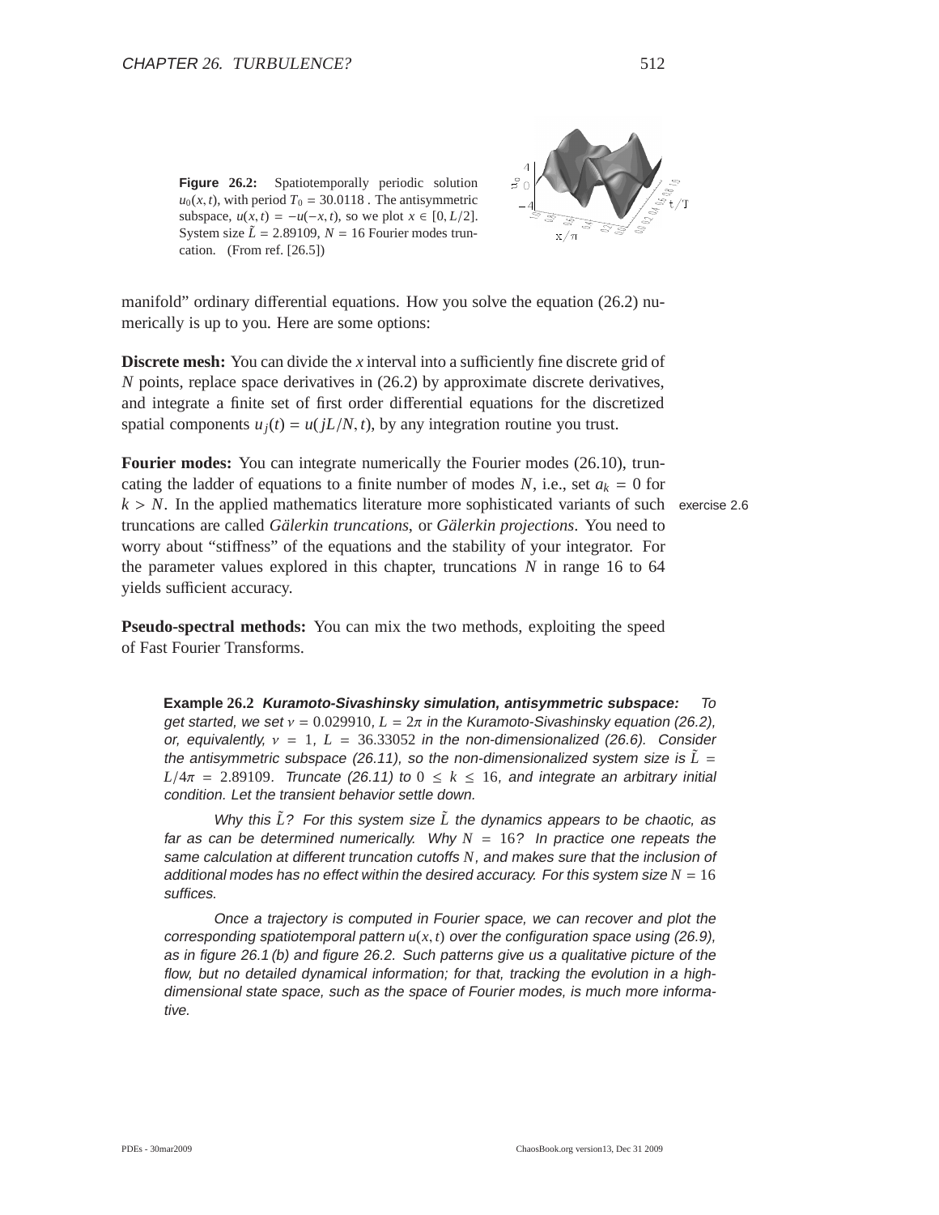**Figure 26.2:** Spatiotemporally periodic solution $u_0(x,t)$, with period $T_0 = 30.0118$ . The antisymmetric subspace, $u(x,t) = -u(-x,t)$, so we plot $x \in [0, L/2]$. System size $\tilde{L} = 2.89109$, $N = 16$ Fourier modes truncation. (From ref. [26.5])

manifold" ordinary differential equations. How you solve the equation (26.2) numerically is up to you. Here are some options:

**Discrete mesh:** You can divide the $x$ interval into a sufficiently fine discrete grid of $N$ points, replace space derivatives in (26.2) by approximate discrete derivatives, and integrate a finite set of first order differential equations for the discretized spatial components $u_j(t) = u(jL/N, t)$, by any integration routine you trust.

**Fourier modes:** You can integrate numerically the Fourier modes (26.10), truncating the ladder of equations to a finite number of modes $N$, i.e., set $a_k = 0$ for $k > N$. In the applied mathematics literature more sophisticated variants of such truncations are called *Gälerkin truncations*, or *Gälerkin projections*. You need to worry about "stiffness" of the equations and the stability of your integrator. For the parameter values explored in this chapter, truncations $N$ in range 16 to 64 yields sufficient accuracy.

exercise 2.6

**Pseudo-spectral methods:** You can mix the two methods, exploiting the speed of Fast Fourier Transforms.

**Example 26.2** ***Kuramoto-Sivashinsky simulation, antisymmetric subspace:*** *To get started, we set $\nu = 0.029910$, $L = 2\pi$ in the Kuramoto-Sivashinsky equation (26.2), or, equivalently, $\nu = 1$, $L = 36.33052$ in the non-dimensionalized (26.6). Consider the antisymmetric subspace (26.11), so the non-dimensionalized system size is $\tilde{L} = L/4\pi = 2.89109$. Truncate (26.11) to $0 \leq k \leq 16$, and integrate an arbitrary initial condition. Let the transient behavior settle down.*

*Why this $\tilde{L}$? For this system size $\tilde{L}$ the dynamics appears to be chaotic, as far as can be determined numerically. Why $N = 16$? In practice one repeats the same calculation at different truncation cutoffs $N$, and makes sure that the inclusion of additional modes has no effect within the desired accuracy. For this system size $N = 16$ suffices.*

*Once a trajectory is computed in Fourier space, we can recover and plot the corresponding spatiotemporal pattern $u(x,t)$ over the configuration space using (26.9), as in figure 26.1 (b) and figure 26.2. Such patterns give us a qualitative picture of the flow, but no detailed dynamical information; for that, tracking the evolution in a high-dimensional state space, such as the space of Fourier modes, is much more informative.*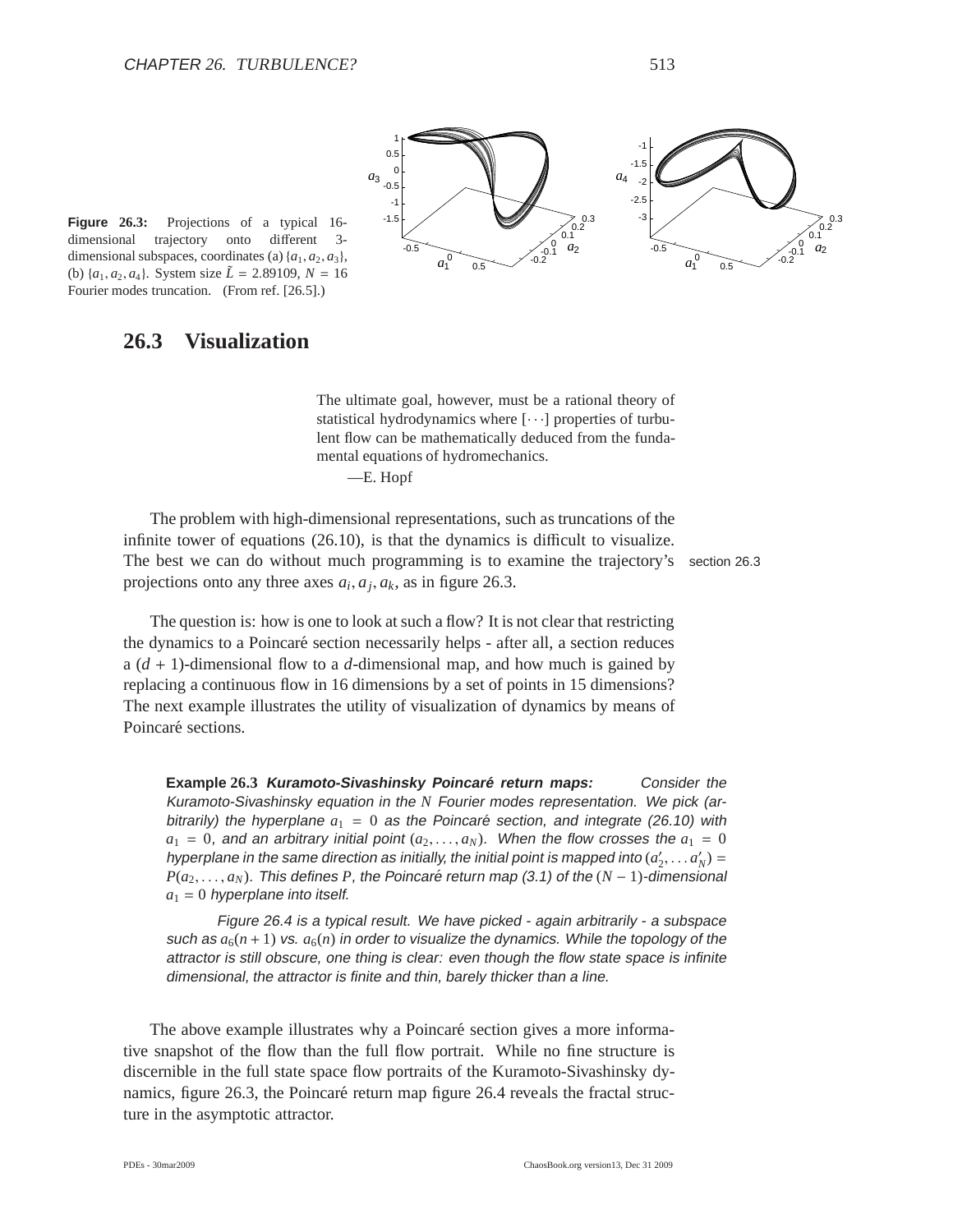**Figure 26.3:** Projections of a typical 16-dimensional trajectory onto different 3-dimensional subspaces, coordinates (a) $\{a_1, a_2, a_3\}$, (b) $\{a_1, a_2, a_4\}$. System size $\tilde{L} = 2.89109$, $N = 16$ Fourier modes truncation. (From ref. [26.5].)

## 26.3 Visualization

> The ultimate goal, however, must be a rational theory of statistical hydrodynamics where $[\cdots]$ properties of turbulent flow can be mathematically deduced from the fundamental equations of hydromechanics.
>
> —E. Hopf

The problem with high-dimensional representations, such as truncations of the infinite tower of equations (26.10), is that the dynamics is difficult to visualize. The best we can do without much programming is to examine the trajectory's projections onto any three axes $a_i, a_j, a_k$, as in figure 26.3.

section 26.3

The question is: how is one to look at such a flow? It is not clear that restricting the dynamics to a Poincaré section necessarily helps - after all, a section reduces a $(d+1)$-dimensional flow to a $d$-dimensional map, and how much is gained by replacing a continuous flow in 16 dimensions by a set of points in 15 dimensions? The next example illustrates the utility of visualization of dynamics by means of Poincaré sections.

**Example 26.3** ***Kuramoto-Sivashinsky Poincaré return maps:*** *Consider the Kuramoto-Sivashinsky equation in the $N$ Fourier modes representation. We pick (arbitrarily) the hyperplane $a_1 = 0$ as the Poincaré section, and integrate (26.10) with $a_1 = 0$, and an arbitrary initial point $(a_2, \ldots, a_N)$. When the flow crosses the $a_1 = 0$ hyperplane in the same direction as initially, the initial point is mapped into $(a'_2, \ldots a'_N) = P(a_2, \ldots, a_N)$. This defines $P$, the Poincaré return map (3.1) of the $(N-1)$-dimensional $a_1 = 0$ hyperplane into itself.*

*Figure 26.4 is a typical result. We have picked - again arbitrarily - a subspace such as $a_6(n+1)$ vs. $a_6(n)$ in order to visualize the dynamics. While the topology of the attractor is still obscure, one thing is clear: even though the flow state space is infinite dimensional, the attractor is finite and thin, barely thicker than a line.*

The above example illustrates why a Poincaré section gives a more informative snapshot of the flow than the full flow portrait. While no fine structure is discernible in the full state space flow portraits of the Kuramoto-Sivashinsky dynamics, figure 26.3, the Poincaré return map figure 26.4 reveals the fractal structure in the asymptotic attractor.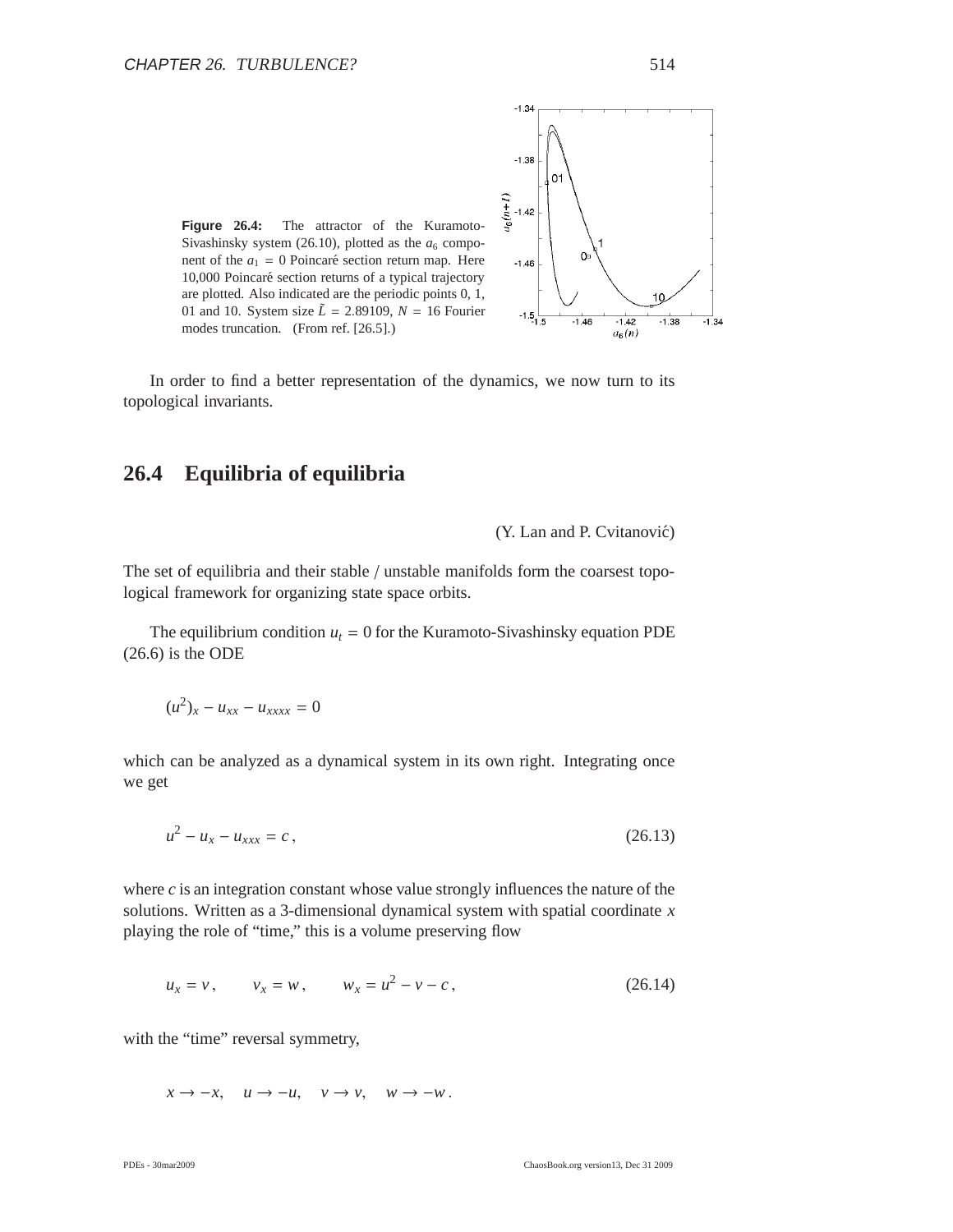**Figure 26.4:** The attractor of the Kuramoto-Sivashinsky system (26.10), plotted as the $a_6$ component of the $a_1 = 0$ Poincaré section return map. Here 10,000 Poincaré section returns of a typical trajectory are plotted. Also indicated are the periodic points 0, 1, 01 and 10. System size $\tilde{L} = 2.89109$, $N = 16$ Fourier modes truncation. (From ref. [26.5].)

In order to find a better representation of the dynamics, we now turn to its topological invariants.

## 26.4 Equilibria of equilibria

(Y. Lan and P. Cvitanović)

The set of equilibria and their stable / unstable manifolds form the coarsest topological framework for organizing state space orbits.

The equilibrium condition $u_t = 0$ for the Kuramoto-Sivashinsky equation PDE (26.6) is the ODE

$$(u^2)_x - u_{xx} - u_{xxxx} = 0$$

which can be analyzed as a dynamical system in its own right. Integrating once we get

$$u^2 - u_x - u_{xxx} = c \,, \tag{26.13}$$

where $c$ is an integration constant whose value strongly influences the nature of the solutions. Written as a 3-dimensional dynamical system with spatial coordinate $x$ playing the role of "time," this is a volume preserving flow

$$u_x = v \,, \qquad v_x = w \,, \qquad w_x = u^2 - v - c \,, \tag{26.14}$$

with the "time" reversal symmetry,

$$x \to -x, \quad u \to -u, \quad v \to v, \quad w \to -w \,.$$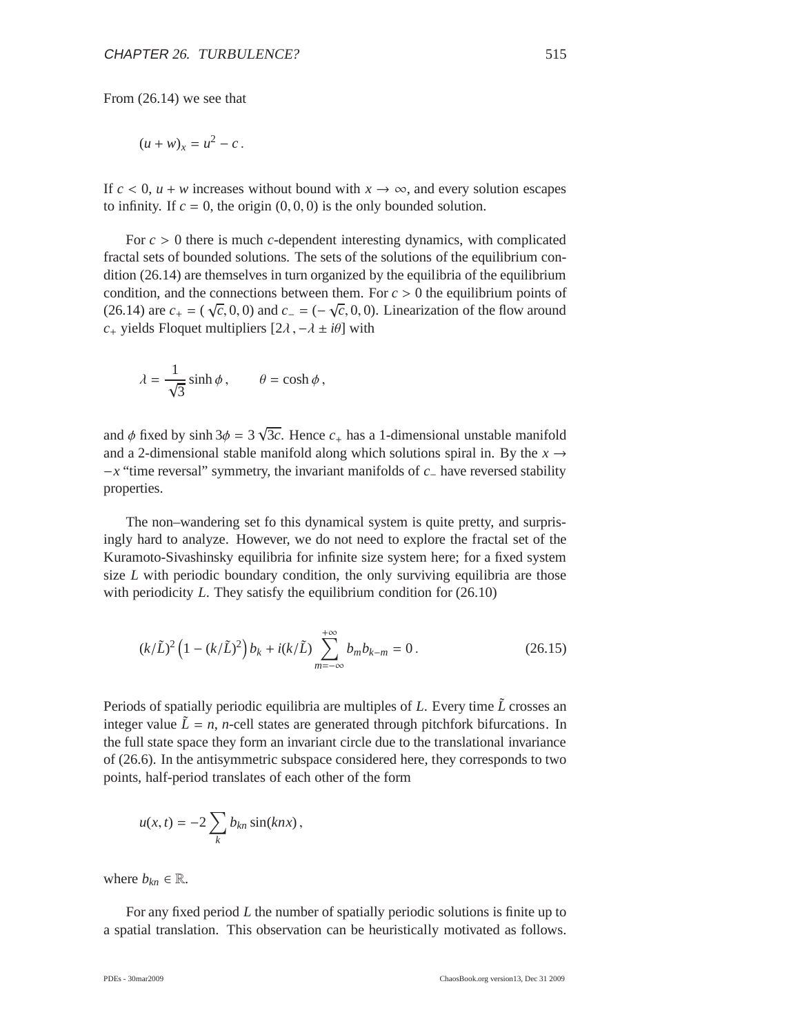From (26.14) we see that

$$(u + w)_x = u^2 - c\,.$$

If $c < 0$, $u + w$ increases without bound with $x \to \infty$, and every solution escapes to infinity. If $c = 0$, the origin $(0, 0, 0)$ is the only bounded solution.

For $c > 0$ there is much $c$-dependent interesting dynamics, with complicated fractal sets of bounded solutions. The sets of the solutions of the equilibrium condition (26.14) are themselves in turn organized by the equilibria of the equilibrium condition, and the connections between them. For $c > 0$ the equilibrium points of (26.14) are $c_+ = (\sqrt{c}, 0, 0)$ and $c_- = (-\sqrt{c}, 0, 0)$. Linearization of the flow around $c_+$ yields Floquet multipliers $[2\lambda\,, -\lambda \pm i\theta]$ with

$$\lambda = \frac{1}{\sqrt{3}} \sinh\phi\,, \qquad \theta = \cosh\phi\,,$$

and $\phi$ fixed by $\sinh 3\phi = 3\sqrt{3c}$. Hence $c_+$ has a 1-dimensional unstable manifold and a 2-dimensional stable manifold along which solutions spiral in. By the $x \to -x$ "time reversal" symmetry, the invariant manifolds of $c_-$ have reversed stability properties.

The non–wandering set fo this dynamical system is quite pretty, and surprisingly hard to analyze. However, we do not need to explore the fractal set of the Kuramoto-Sivashinsky equilibria for infinite size system here; for a fixed system size $L$ with periodic boundary condition, the only surviving equilibria are those with periodicity $L$. They satisfy the equilibrium condition for (26.10)

$$(k/\tilde{L})^2 \left(1 - (k/\tilde{L})^2\right) b_k + i(k/\tilde{L}) \sum_{m=-\infty}^{+\infty} b_m b_{k-m} = 0\,. \tag{26.15}$$

Periods of spatially periodic equilibria are multiples of $L$. Every time $\tilde{L}$ crosses an integer value $\tilde{L} = n$, $n$-cell states are generated through pitchfork bifurcations. In the full state space they form an invariant circle due to the translational invariance of (26.6). In the antisymmetric subspace considered here, they corresponds to two points, half-period translates of each other of the form

$$u(x, t) = -2 \sum_k b_{kn} \sin(knx)\,,$$

where $b_{kn} \in \mathbb{R}$.

For any fixed period $L$ the number of spatially periodic solutions is finite up to a spatial translation. This observation can be heuristically motivated as follows.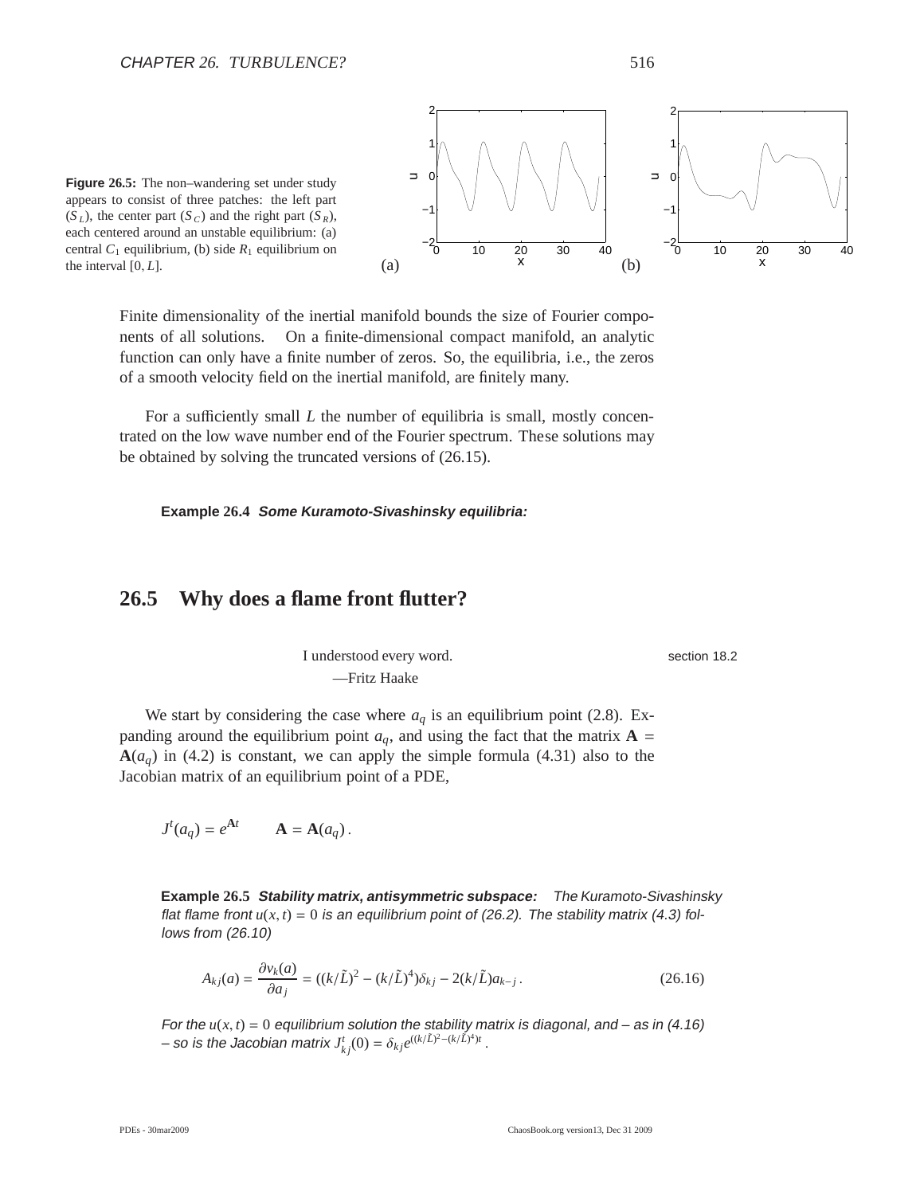**Figure 26.5:** The non–wandering set under study appears to consist of three patches: the left part ($S_L$), the center part ($S_C$) and the right part ($S_R$), each centered around an unstable equilibrium: (a) central $C_1$ equilibrium, (b) side $R_1$ equilibrium on the interval $[0, L]$.

Finite dimensionality of the inertial manifold bounds the size of Fourier components of all solutions. On a finite-dimensional compact manifold, an analytic function can only have a finite number of zeros. So, the equilibria, i.e., the zeros of a smooth velocity field on the inertial manifold, are finitely many.

For a sufficiently small $L$ the number of equilibria is small, mostly concentrated on the low wave number end of the Fourier spectrum. These solutions may be obtained by solving the truncated versions of (26.15).

**Example 26.4** ***Some Kuramoto-Sivashinsky equilibria:***

## 26.5 Why does a flame front flutter?

I understood every word.

—Fritz Haake

section 18.2

We start by considering the case where $a_q$ is an equilibrium point (2.8). Expanding around the equilibrium point $a_q$, and using the fact that the matrix $\mathbf{A} = \mathbf{A}(a_q)$ in (4.2) is constant, we can apply the simple formula (4.31) also to the Jacobian matrix of an equilibrium point of a PDE,

$$J^t(a_q) = e^{\mathbf{A}t} \qquad \mathbf{A} = \mathbf{A}(a_q)\,.$$

**Example 26.5** ***Stability matrix, antisymmetric subspace:*** *The Kuramoto-Sivashinsky flat flame front $u(x,t) = 0$ is an equilibrium point of (26.2). The stability matrix (4.3) follows from (26.10)*

$$A_{kj}(a) = \frac{\partial v_k(a)}{\partial a_j} = ((k/\tilde{L})^2 - (k/\tilde{L})^4)\delta_{kj} - 2(k/\tilde{L})a_{k-j}\,. \tag{26.16}$$

*For the $u(x,t) = 0$ equilibrium solution the stability matrix is diagonal, and – as in (4.16) – so is the Jacobian matrix $J^t_{kj}(0) = \delta_{kj} e^{((k/\tilde{L})^2 - (k/\tilde{L})^4)t}$.*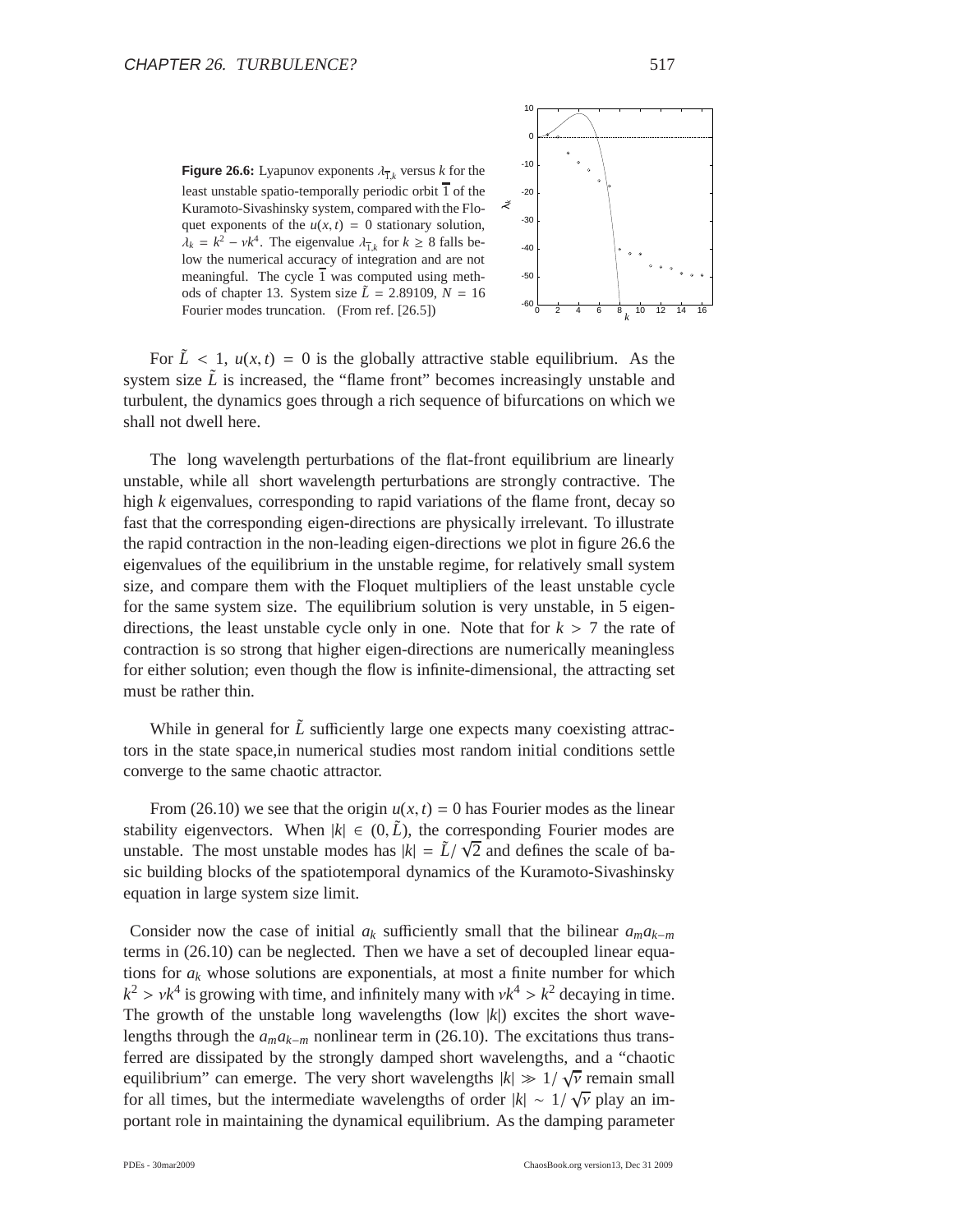**Figure 26.6:** Lyapunov exponents $\lambda_{\overline{1},k}$ versus $k$ for the least unstable spatio-temporally periodic orbit $\overline{1}$ of the Kuramoto-Sivashinsky system, compared with the Floquet exponents of the $u(x,t) = 0$ stationary solution, $\lambda_k = k^2 - \nu k^4$. The eigenvalue $\lambda_{\overline{1},k}$ for $k \geq 8$ falls below the numerical accuracy of integration and are not meaningful. The cycle $\overline{1}$ was computed using methods of chapter 13. System size $\tilde{L} = 2.89109$, $N = 16$ Fourier modes truncation. (From ref. [26.5])

For $\tilde{L} < 1$, $u(x,t) = 0$ is the globally attractive stable equilibrium. As the system size $\tilde{L}$ is increased, the "flame front" becomes increasingly unstable and turbulent, the dynamics goes through a rich sequence of bifurcations on which we shall not dwell here.

The long wavelength perturbations of the flat-front equilibrium are linearly unstable, while all short wavelength perturbations are strongly contractive. The high $k$ eigenvalues, corresponding to rapid variations of the flame front, decay so fast that the corresponding eigen-directions are physically irrelevant. To illustrate the rapid contraction in the non-leading eigen-directions we plot in figure 26.6 the eigenvalues of the equilibrium in the unstable regime, for relatively small system size, and compare them with the Floquet multipliers of the least unstable cycle for the same system size. The equilibrium solution is very unstable, in 5 eigen-directions, the least unstable cycle only in one. Note that for $k > 7$ the rate of contraction is so strong that higher eigen-directions are numerically meaningless for either solution; even though the flow is infinite-dimensional, the attracting set must be rather thin.

While in general for $\tilde{L}$ sufficiently large one expects many coexisting attractors in the state space,in numerical studies most random initial conditions settle converge to the same chaotic attractor.

From (26.10) we see that the origin $u(x,t) = 0$ has Fourier modes as the linear stability eigenvectors. When $|k| \in (0, \tilde{L})$, the corresponding Fourier modes are unstable. The most unstable modes has $|k| = \tilde{L}/\sqrt{2}$ and defines the scale of basic building blocks of the spatiotemporal dynamics of the Kuramoto-Sivashinsky equation in large system size limit.

Consider now the case of initial $a_k$ sufficiently small that the bilinear $a_m a_{k-m}$ terms in (26.10) can be neglected. Then we have a set of decoupled linear equations for $a_k$ whose solutions are exponentials, at most a finite number for which $k^2 > \nu k^4$ is growing with time, and infinitely many with $\nu k^4 > k^2$ decaying in time. The growth of the unstable long wavelengths (low $|k|$) excites the short wavelengths through the $a_m a_{k-m}$ nonlinear term in (26.10). The excitations thus transferred are dissipated by the strongly damped short wavelengths, and a "chaotic equilibrium" can emerge. The very short wavelengths $|k| \gg 1/\sqrt{\nu}$ remain small for all times, but the intermediate wavelengths of order $|k| \sim 1/\sqrt{\nu}$ play an important role in maintaining the dynamical equilibrium. As the damping parameter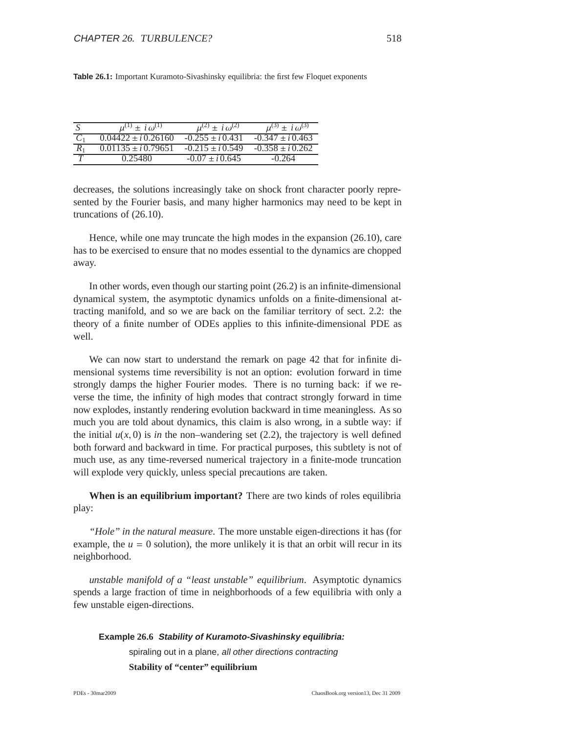**Table 26.1:** Important Kuramoto-Sivashinsky equilibria: the first few Floquet exponents

| $S$ | $\mu^{(1)} \pm i\,\omega^{(1)}$ | $\mu^{(2)} \pm i\,\omega^{(2)}$ | $\mu^{(3)} \pm i\,\omega^{(3)}$ |
|---|---|---|---|
| $C_1$ | $0.04422 \pm i\,0.26160$ | $-0.255 \pm i\,0.431$ | $-0.347 \pm i\,0.463$ |
| $R_1$ | $0.01135 \pm i\,0.79651$ | $-0.215 \pm i\,0.549$ | $-0.358 \pm i\,0.262$ |
| $T$ | $0.25480$ | $-0.07 \pm i\,0.645$ | $-0.264$ |

decreases, the solutions increasingly take on shock front character poorly represented by the Fourier basis, and many higher harmonics may need to be kept in truncations of (26.10).

Hence, while one may truncate the high modes in the expansion (26.10), care has to be exercised to ensure that no modes essential to the dynamics are chopped away.

In other words, even though our starting point (26.2) is an infinite-dimensional dynamical system, the asymptotic dynamics unfolds on a finite-dimensional attracting manifold, and so we are back on the familiar territory of sect. 2.2: the theory of a finite number of ODEs applies to this infinite-dimensional PDE as well.

We can now start to understand the remark on page 42 that for infinite dimensional systems time reversibility is not an option: evolution forward in time strongly damps the higher Fourier modes. There is no turning back: if we reverse the time, the infinity of high modes that contract strongly forward in time now explodes, instantly rendering evolution backward in time meaningless. As so much you are told about dynamics, this claim is also wrong, in a subtle way: if the initial $u(x, 0)$ is *in* the non–wandering set (2.2), the trajectory is well defined both forward and backward in time. For practical purposes, this subtlety is not of much use, as any time-reversed numerical trajectory in a finite-mode truncation will explode very quickly, unless special precautions are taken.

**When is an equilibrium important?** There are two kinds of roles equilibria play:

*"Hole" in the natural measure.* The more unstable eigen-directions it has (for example, the $u = 0$ solution), the more unlikely it is that an orbit will recur in its neighborhood.

*unstable manifold of a "least unstable" equilibrium.* Asymptotic dynamics spends a large fraction of time in neighborhoods of a few equilibria with only a few unstable eigen-directions.

**Example 26.6** ***Stability of Kuramoto-Sivashinsky equilibria:***

spiraling out in a plane, *all other directions contracting*

**Stability of "center" equilibrium**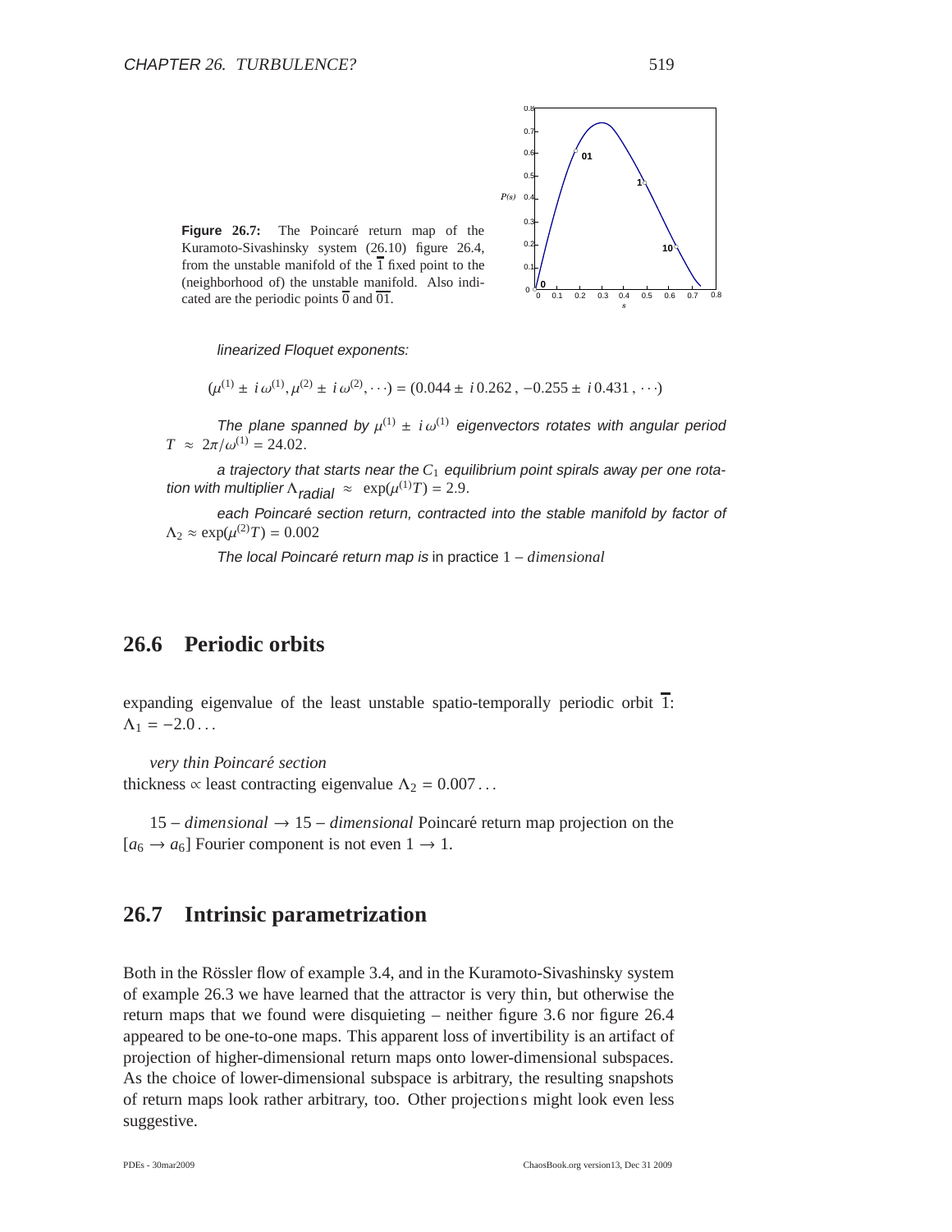**Figure 26.7:** The Poincaré return map of the Kuramoto-Sivashinsky system (26.10) figure 26.4, from the unstable manifold of the $\overline{1}$ fixed point to the (neighborhood of) the unstable manifold. Also indicated are the periodic points $\overline{0}$ and $\overline{01}$.

*linearized Floquet exponents:*

$$(\mu^{(1)} \pm i\,\omega^{(1)}, \mu^{(2)} \pm i\,\omega^{(2)}, \cdots) = (0.044 \pm i\,0.262\,,\, -0.255 \pm i\,0.431\,,\, \cdots)$$

*The plane spanned by* $\mu^{(1)} \pm i\,\omega^{(1)}$ *eigenvectors rotates with angular period* $T \approx 2\pi/\omega^{(1)} = 24.02$.

*a trajectory that starts near the* $C_1$ *equilibrium point spirals away per one rotation with multiplier* $\Lambda_{radial} \approx \exp(\mu^{(1)}T) = 2.9$.

*each Poincaré section return, contracted into the stable manifold by factor of* $\Lambda_2 \approx \exp(\mu^{(2)}T) = 0.002$

*The local Poincaré return map is* in practice $1 - dimensional$

## 26.6 Periodic orbits

expanding eigenvalue of the least unstable spatio-temporally periodic orbit $\overline{1}$: $\Lambda_1 = -2.0\ldots$

*very thin Poincaré section*
thickness $\propto$ least contracting eigenvalue $\Lambda_2 = 0.007\ldots$

$15 - dimensional \rightarrow 15 - dimensional$ Poincaré return map projection on the $[a_6 \rightarrow a_6]$ Fourier component is not even $1 \rightarrow 1$.

## 26.7 Intrinsic parametrization

Both in the Rössler flow of example 3.4, and in the Kuramoto-Sivashinsky system of example 26.3 we have learned that the attractor is very thin, but otherwise the return maps that we found were disquieting – neither figure 3.6 nor figure 26.4 appeared to be one-to-one maps. This apparent loss of invertibility is an artifact of projection of higher-dimensional return maps onto lower-dimensional subspaces. As the choice of lower-dimensional subspace is arbitrary, the resulting snapshots of return maps look rather arbitrary, too. Other projections might look even less suggestive.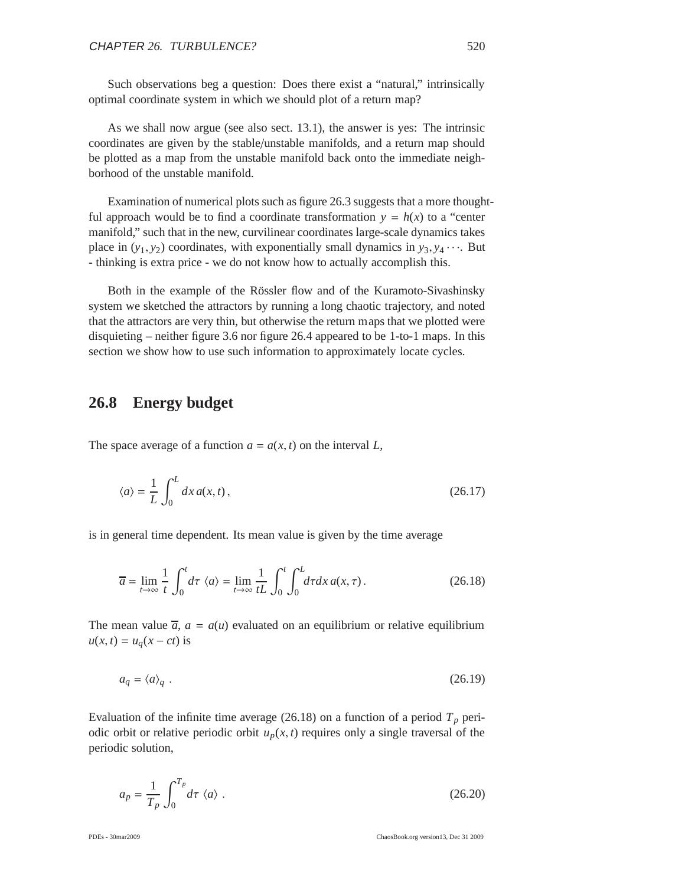Such observations beg a question: Does there exist a “natural,” intrinsically optimal coordinate system in which we should plot of a return map?

As we shall now argue (see also sect. 13.1), the answer is yes: The intrinsic coordinates are given by the stable/unstable manifolds, and a return map should be plotted as a map from the unstable manifold back onto the immediate neighborhood of the unstable manifold.

Examination of numerical plots such as figure 26.3 suggests that a more thoughtful approach would be to find a coordinate transformation $y = h(x)$ to a “center manifold,” such that in the new, curvilinear coordinates large-scale dynamics takes place in $(y_1, y_2)$ coordinates, with exponentially small dynamics in $y_3, y_4 \cdots$. But - thinking is extra price - we do not know how to actually accomplish this.

Both in the example of the Rössler flow and of the Kuramoto-Sivashinsky system we sketched the attractors by running a long chaotic trajectory, and noted that the attractors are very thin, but otherwise the return maps that we plotted were disquieting – neither figure 3.6 nor figure 26.4 appeared to be 1-to-1 maps. In this section we show how to use such information to approximately locate cycles.

## 26.8 Energy budget

The space average of a function $a = a(x, t)$ on the interval $L$,

$$\langle a \rangle = \frac{1}{L} \int_0^L dx\, a(x, t)\,, \tag{26.17}$$

is in general time dependent. Its mean value is given by the time average

$$\overline{a} = \lim_{t\to\infty} \frac{1}{t} \int_0^t d\tau\, \langle a \rangle = \lim_{t\to\infty} \frac{1}{tL} \int_0^t \int_0^L d\tau dx\, a(x, \tau)\,. \tag{26.18}$$

The mean value $\overline{a}$, $a = a(u)$ evaluated on an equilibrium or relative equilibrium $u(x, t) = u_q(x - ct)$ is

$$a_q = \langle a \rangle_q\ . \tag{26.19}$$

Evaluation of the infinite time average (26.18) on a function of a period $T_p$ periodic orbit or relative periodic orbit $u_p(x, t)$ requires only a single traversal of the periodic solution,

$$a_p = \frac{1}{T_p} \int_0^{T_p} d\tau\, \langle a \rangle\ . \tag{26.20}$$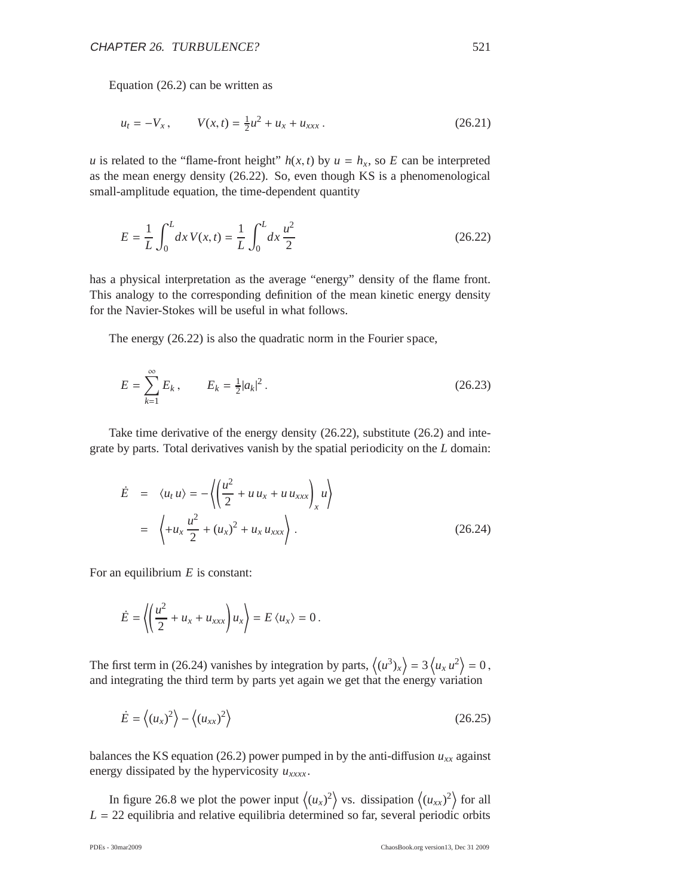Equation (26.2) can be written as

$$u_t = -V_x\,, \qquad V(x,t) = \tfrac{1}{2}u^2 + u_x + u_{xxx}\,. \tag{26.21}$$

$u$ is related to the "flame-front height" $h(x,t)$ by $u = h_x$, so $E$ can be interpreted as the mean energy density (26.22). So, even though KS is a phenomenological small-amplitude equation, the time-dependent quantity

$$E = \frac{1}{L}\int_0^L dx\, V(x,t) = \frac{1}{L}\int_0^L dx\, \frac{u^2}{2} \tag{26.22}$$

has a physical interpretation as the average "energy" density of the flame front. This analogy to the corresponding definition of the mean kinetic energy density for the Navier-Stokes will be useful in what follows.

The energy (26.22) is also the quadratic norm in the Fourier space,

$$E = \sum_{k=1}^{\infty} E_k\,, \qquad E_k = \tfrac{1}{2}|a_k|^2\,. \tag{26.23}$$

Take time derivative of the energy density (26.22), substitute (26.2) and integrate by parts. Total derivatives vanish by the spatial periodicity on the $L$ domain:

$$\begin{aligned}
\dot{E} &= \langle u_t\, u\rangle = -\left\langle \left(\frac{u^2}{2} + u\,u_x + u\,u_{xxx}\right)_x u \right\rangle \\
&= \left\langle +u_x\,\frac{u^2}{2} + (u_x)^2 + u_x\, u_{xxx} \right\rangle\,.
\end{aligned} \tag{26.24}$$

For an equilibrium $E$ is constant:

$$\dot{E} = \left\langle \left(\frac{u^2}{2} + u_x + u_{xxx}\right) u_x \right\rangle = E\,\langle u_x\rangle = 0\,.$$

The first term in (26.24) vanishes by integration by parts, $\left\langle (u^3)_x \right\rangle = 3\left\langle u_x\, u^2 \right\rangle = 0$, and integrating the third term by parts yet again we get that the energy variation

$$\dot{E} = \left\langle (u_x)^2 \right\rangle - \left\langle (u_{xx})^2 \right\rangle \tag{26.25}$$

balances the KS equation (26.2) power pumped in by the anti-diffusion $u_{xx}$ against energy dissipated by the hypervicosity $u_{xxxx}$.

In figure 26.8 we plot the power input $\left\langle (u_x)^2 \right\rangle$ vs. dissipation $\left\langle (u_{xx})^2 \right\rangle$ for all $L = 22$ equilibria and relative equilibria determined so far, several periodic orbits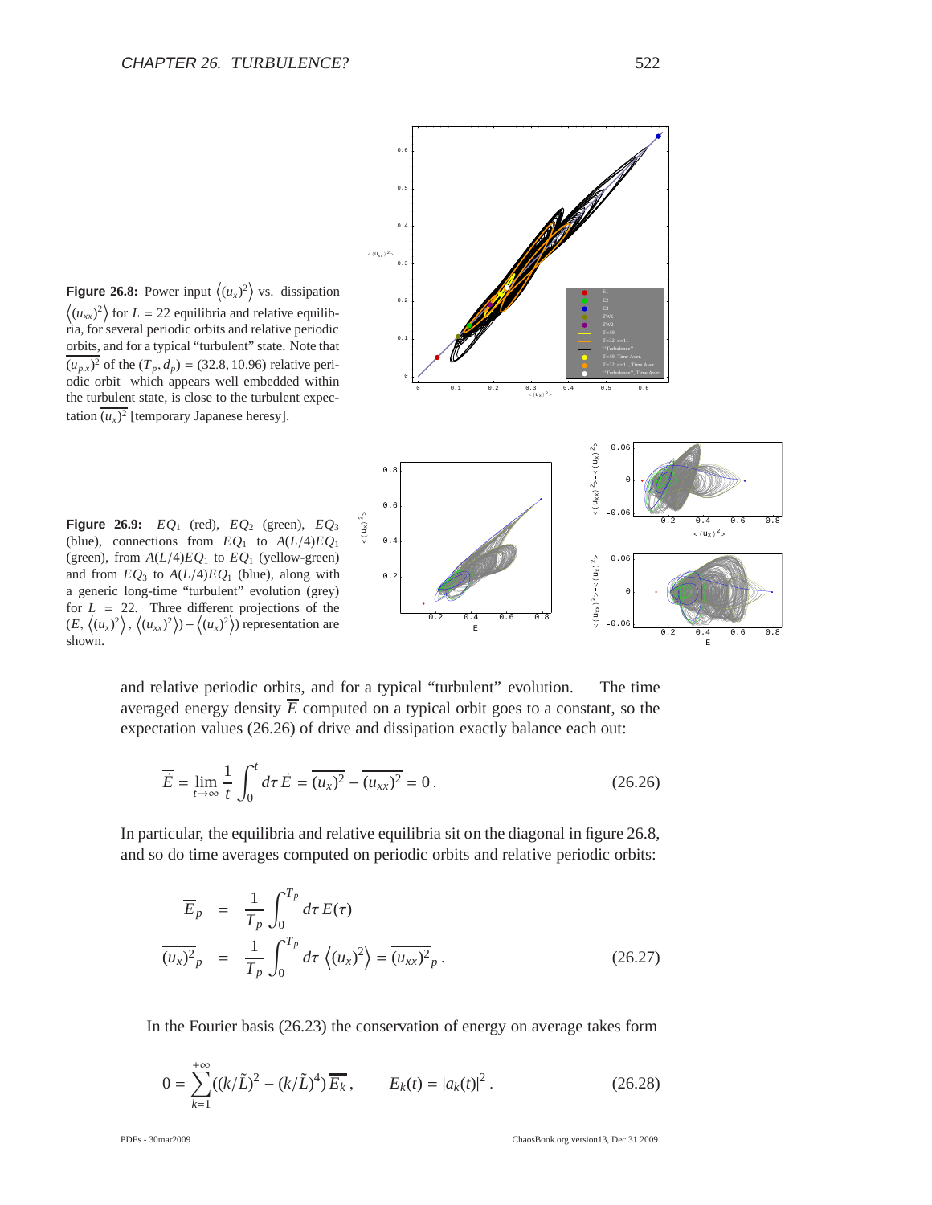**Figure 26.8:** Power input $\left\langle (u_x)^2 \right\rangle$ vs. dissipation $\left\langle (u_{xx})^2 \right\rangle$ for $L = 22$ equilibria and relative equilibria, for several periodic orbits and relative periodic orbits, and for a typical "turbulent" state. Note that $\overline{(u_{p,x})^2}$ of the $(T_p, d_p) = (32.8, 10.96)$ relative periodic orbit which appears well embedded within the turbulent state, is close to the turbulent expectation $\overline{(u_x)^2}$ [temporary Japanese heresy].

**Figure 26.9:** $EQ_1$ (red), $EQ_2$ (green), $EQ_3$ (blue), connections from $EQ_1$ to $A(L/4)EQ_1$ (green), from $A(L/4)EQ_1$ to $EQ_1$ (yellow-green) and from $EQ_3$ to $A(L/4)EQ_1$ (blue), along with a generic long-time "turbulent" evolution (grey) for $L = 22$. Three different projections of the $(E, \left\langle (u_x)^2 \right\rangle, \left\langle (u_{xx})^2 \right\rangle) - \left\langle (u_x)^2 \right\rangle)$ representation are shown.

and relative periodic orbits, and for a typical "turbulent" evolution. The time averaged energy density $\overline{E}$ computed on a typical orbit goes to a constant, so the expectation values (26.26) of drive and dissipation exactly balance each out:

$$\overline{\dot{E}} = \lim_{t \to \infty} \frac{1}{t} \int_0^t d\tau \, \dot{E} = \overline{(u_x)^2} - \overline{(u_{xx})^2} = 0 \,. \tag{26.26}$$

In particular, the equilibria and relative equilibria sit on the diagonal in figure 26.8, and so do time averages computed on periodic orbits and relative periodic orbits:

$$\begin{aligned} \overline{E}_p &= \frac{1}{T_p} \int_0^{T_p} d\tau \, E(\tau) \\ \overline{(u_x)^2}_p &= \frac{1}{T_p} \int_0^{T_p} d\tau \, \left\langle (u_x)^2 \right\rangle = \overline{(u_{xx})^2}_p \,. \end{aligned} \tag{26.27}$$

In the Fourier basis (26.23) the conservation of energy on average takes form

$$0 = \sum_{k=1}^{+\infty} ((k/\tilde{L})^2 - (k/\tilde{L})^4) \, \overline{E_k} \,, \qquad E_k(t) = |a_k(t)|^2 \,. \tag{26.28}$$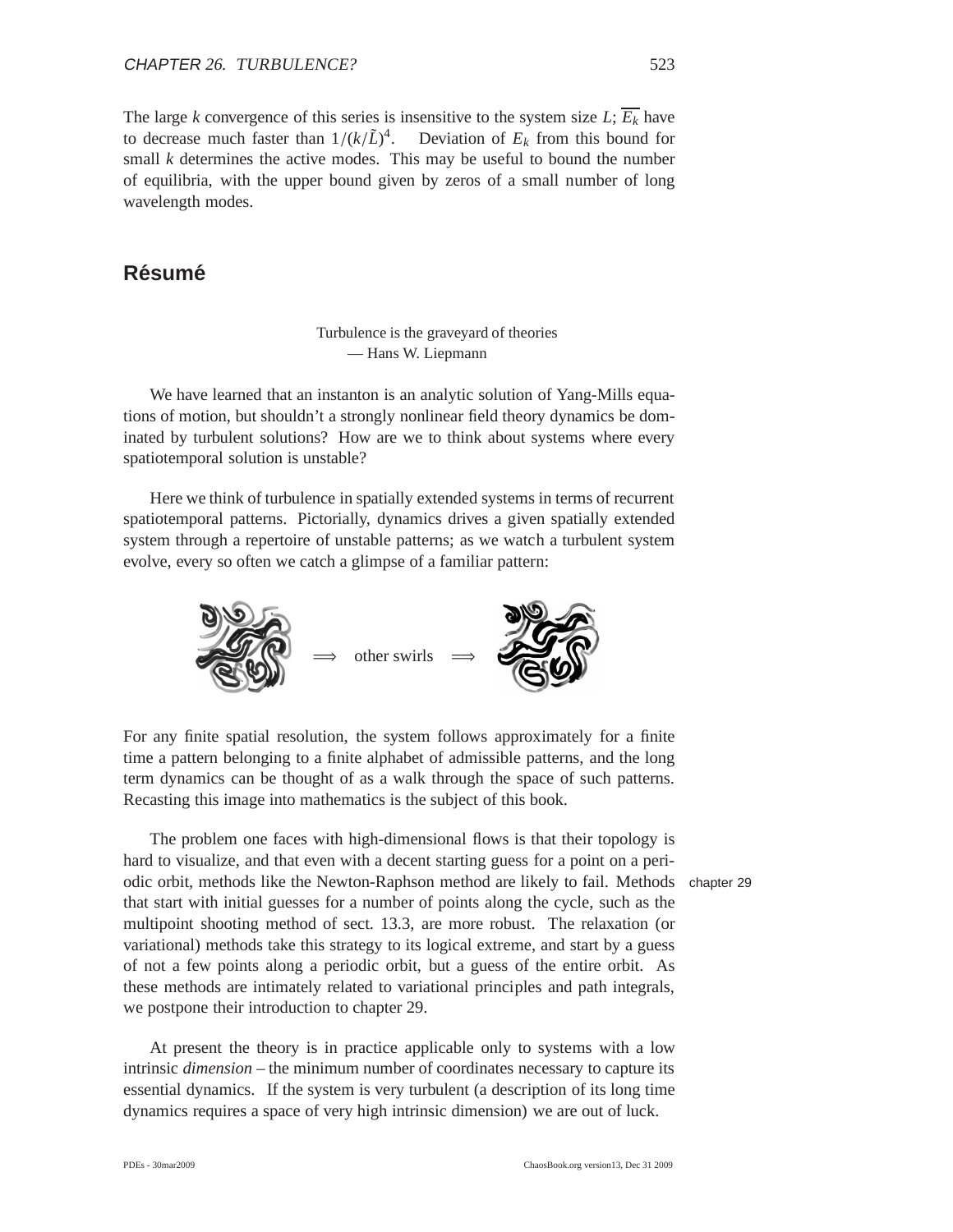The large $k$ convergence of this series is insensitive to the system size $L$; $\overline{E_k}$ have to decrease much faster than $1/(k/\tilde{L})^4$. Deviation of $E_k$ from this bound for small $k$ determines the active modes. This may be useful to bound the number of equilibria, with the upper bound given by zeros of a small number of long wavelength modes.

## Résumé

Turbulence is the graveyard of theories
— Hans W. Liepmann

We have learned that an instanton is an analytic solution of Yang-Mills equations of motion, but shouldn't a strongly nonlinear field theory dynamics be dominated by turbulent solutions? How are we to think about systems where every spatiotemporal solution is unstable?

Here we think of turbulence in spatially extended systems in terms of recurrent spatiotemporal patterns. Pictorially, dynamics drives a given spatially extended system through a repertoire of unstable patterns; as we watch a turbulent system evolve, every so often we catch a glimpse of a familiar pattern:

$\Longrightarrow$ other swirls $\Longrightarrow$

For any finite spatial resolution, the system follows approximately for a finite time a pattern belonging to a finite alphabet of admissible patterns, and the long term dynamics can be thought of as a walk through the space of such patterns. Recasting this image into mathematics is the subject of this book.

The problem one faces with high-dimensional flows is that their topology is hard to visualize, and that even with a decent starting guess for a point on a periodic orbit, methods like the Newton-Raphson method are likely to fail. Methods that start with initial guesses for a number of points along the cycle, such as the multipoint shooting method of sect. 13.3, are more robust. The relaxation (or variational) methods take this strategy to its logical extreme, and start by a guess of not a few points along a periodic orbit, but a guess of the entire orbit. As these methods are intimately related to variational principles and path integrals, we postpone their introduction to chapter 29.

chapter 29

At present the theory is in practice applicable only to systems with a low intrinsic *dimension* – the minimum number of coordinates necessary to capture its essential dynamics. If the system is very turbulent (a description of its long time dynamics requires a space of very high intrinsic dimension) we are out of luck.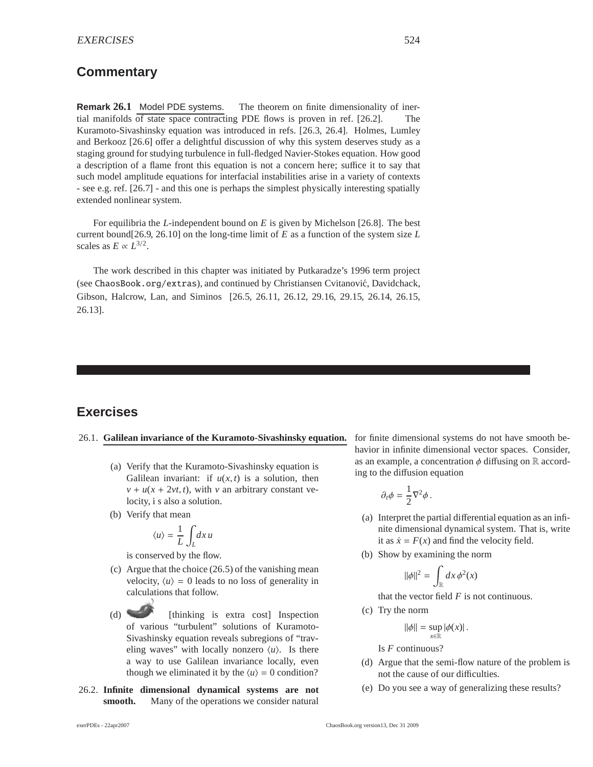## Commentary

**Remark 26.1** Model PDE systems. The theorem on finite dimensionality of inertial manifolds of state space contracting PDE flows is proven in ref. [26.2]. The Kuramoto-Sivashinsky equation was introduced in refs. [26.3, 26.4]. Holmes, Lumley and Berkooz [26.6] offer a delightful discussion of why this system deserves study as a staging ground for studying turbulence in full-fledged Navier-Stokes equation. How good a description of a flame front this equation is not a concern here; suffice it to say that such model amplitude equations for interfacial instabilities arise in a variety of contexts - see e.g. ref. [26.7] - and this one is perhaps the simplest physically interesting spatially extended nonlinear system.

For equilibria the $L$-independent bound on $E$ is given by Michelson [26.8]. The best current bound[26.9, 26.10] on the long-time limit of $E$ as a function of the system size $L$ scales as $E \propto L^{3/2}$.

The work described in this chapter was initiated by Putkaradze's 1996 term project (see ChaosBook.org/extras), and continued by Christiansen Cvitanović, Davidchack, Gibson, Halcrow, Lan, and Siminos [26.5, 26.11, 26.12, 29.16, 29.15, 26.14, 26.15, 26.13].

## Exercises

26.1. **Galilean invariance of the Kuramoto-Sivashinsky equation.**

(a) Verify that the Kuramoto-Sivashinsky equation is Galilean invariant: if $u(x, t)$ is a solution, then $v + u(x + 2vt, t)$, with $v$ an arbitrary constant velocity, i s also a solution.

(b) Verify that mean

$$\langle u \rangle = \frac{1}{L} \int_L dx\, u$$

is conserved by the flow.

(c) Argue that the choice (26.5) of the vanishing mean velocity, $\langle u \rangle = 0$ leads to no loss of generality in calculations that follow.

(d) [thinking is extra cost] Inspection of various "turbulent" solutions of Kuramoto-Sivashinsky equation reveals subregions of "traveling waves" with locally nonzero $\langle u \rangle$. Is there a way to use Galilean invariance locally, even though we eliminated it by the $\langle u \rangle = 0$ condition?

26.2. **Infinite dimensional dynamical systems are not smooth.** Many of the operations we consider natural for finite dimensional systems do not have smooth behavior in infinite dimensional vector spaces. Consider, as an example, a concentration $\phi$ diffusing on $\mathbb{R}$ according to the diffusion equation

$$\partial_t \phi = \frac{1}{2} \nabla^2 \phi \, .$$

(a) Interpret the partial differential equation as an infinite dimensional dynamical system. That is, write it as $\dot{x} = F(x)$ and find the velocity field.

(b) Show by examining the norm

$$\|\phi\|^2 = \int_{\mathbb{R}} dx\, \phi^2(x)$$

that the vector field $F$ is not continuous.

(c) Try the norm

$$\|\phi\| = \sup_{x \in \mathbb{R}} |\phi(x)| \, .$$

Is $F$ continuous?

(d) Argue that the semi-flow nature of the problem is not the cause of our difficulties.

(e) Do you see a way of generalizing these results?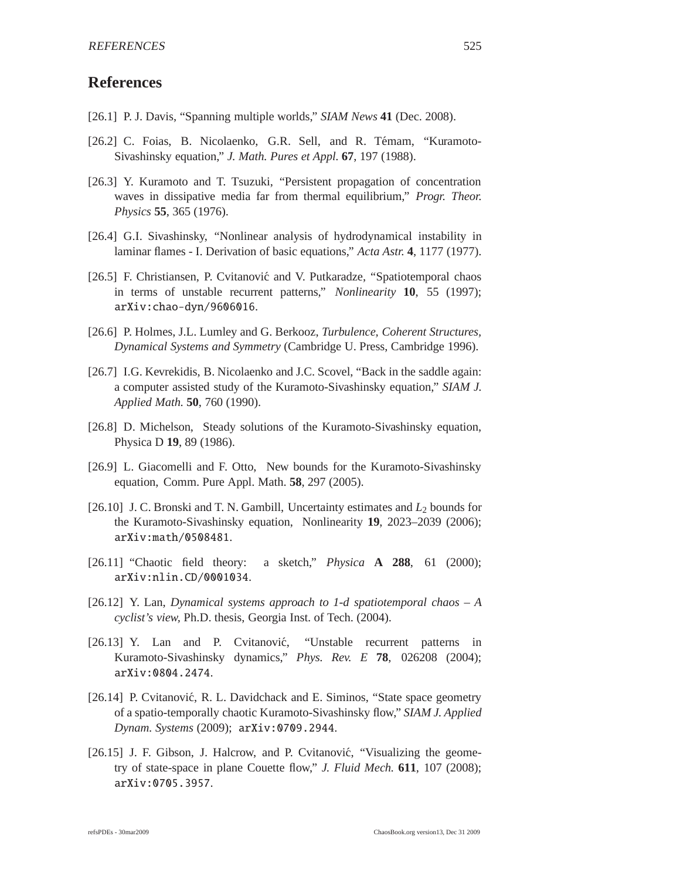# References

[26.1] P. J. Davis, "Spanning multiple worlds," *SIAM News* **41** (Dec. 2008).

[26.2] C. Foias, B. Nicolaenko, G.R. Sell, and R. Témam, "Kuramoto-Sivashinsky equation," *J. Math. Pures et Appl.* **67**, 197 (1988).

[26.3] Y. Kuramoto and T. Tsuzuki, "Persistent propagation of concentration waves in dissipative media far from thermal equilibrium," *Progr. Theor. Physics* **55**, 365 (1976).

[26.4] G.I. Sivashinsky, "Nonlinear analysis of hydrodynamical instability in laminar flames - I. Derivation of basic equations," *Acta Astr.* **4**, 1177 (1977).

[26.5] F. Christiansen, P. Cvitanović and V. Putkaradze, "Spatiotemporal chaos in terms of unstable recurrent patterns," *Nonlinearity* **10**, 55 (1997); arXiv:chao-dyn/9606016.

[26.6] P. Holmes, J.L. Lumley and G. Berkooz, *Turbulence, Coherent Structures, Dynamical Systems and Symmetry* (Cambridge U. Press, Cambridge 1996).

[26.7] I.G. Kevrekidis, B. Nicolaenko and J.C. Scovel, "Back in the saddle again: a computer assisted study of the Kuramoto-Sivashinsky equation," *SIAM J. Applied Math.* **50**, 760 (1990).

[26.8] D. Michelson, Steady solutions of the Kuramoto-Sivashinsky equation, Physica D **19**, 89 (1986).

[26.9] L. Giacomelli and F. Otto, New bounds for the Kuramoto-Sivashinsky equation, Comm. Pure Appl. Math. **58**, 297 (2005).

[26.10] J. C. Bronski and T. N. Gambill, Uncertainty estimates and $L_2$ bounds for the Kuramoto-Sivashinsky equation, Nonlinearity **19**, 2023–2039 (2006); arXiv:math/0508481.

[26.11] "Chaotic field theory: a sketch," *Physica* **A 288**, 61 (2000); arXiv:nlin.CD/0001034.

[26.12] Y. Lan, *Dynamical systems approach to 1-d spatiotemporal chaos – A cyclist's view*, Ph.D. thesis, Georgia Inst. of Tech. (2004).

[26.13] Y. Lan and P. Cvitanović, "Unstable recurrent patterns in Kuramoto-Sivashinsky dynamics," *Phys. Rev. E* **78**, 026208 (2004); arXiv:0804.2474.

[26.14] P. Cvitanović, R. L. Davidchack and E. Siminos, "State space geometry of a spatio-temporally chaotic Kuramoto-Sivashinsky flow," *SIAM J. Applied Dynam. Systems* (2009); arXiv:0709.2944.

[26.15] J. F. Gibson, J. Halcrow, and P. Cvitanović, "Visualizing the geometry of state-space in plane Couette flow," *J. Fluid Mech.* **611**, 107 (2008); arXiv:0705.3957.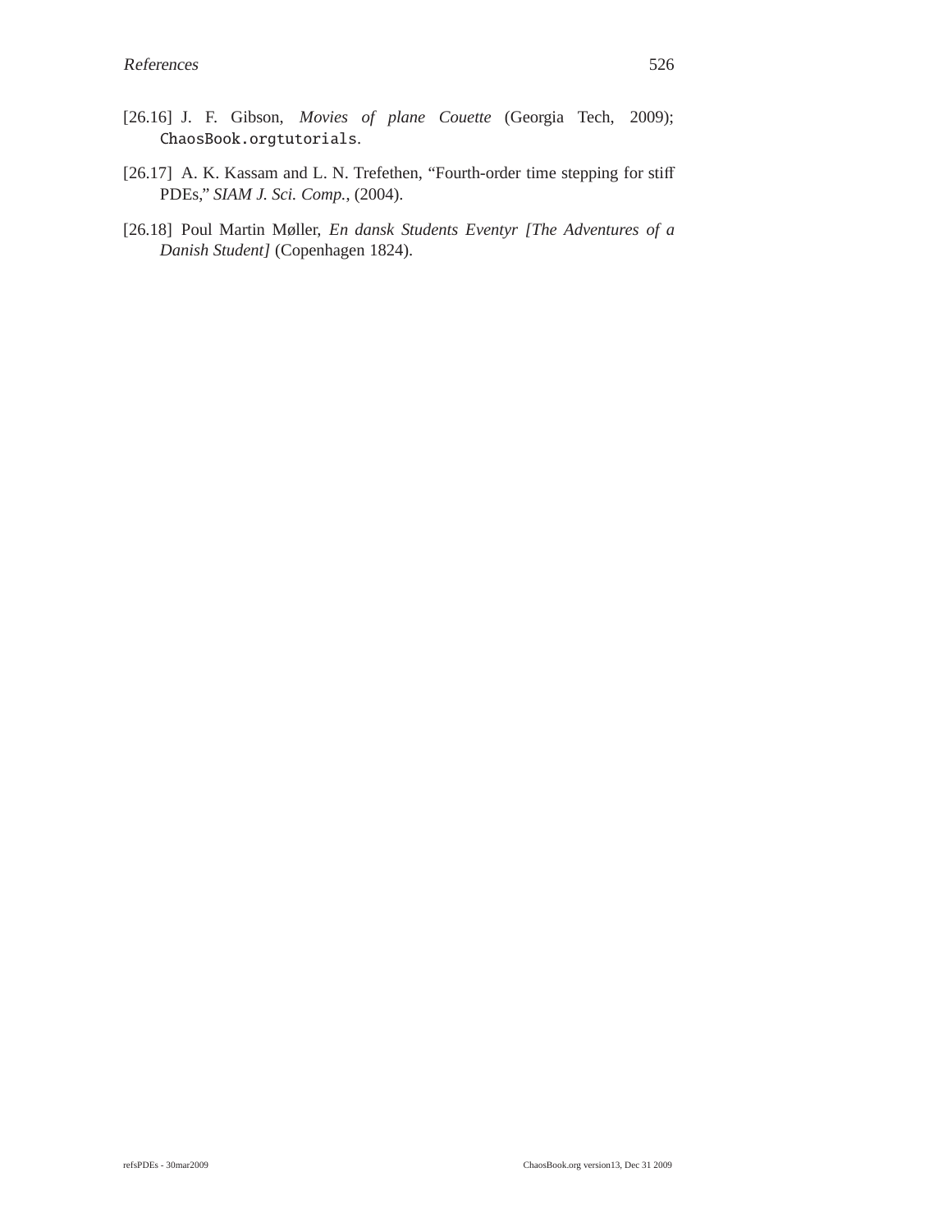[26.16] J. F. Gibson, *Movies of plane Couette* (Georgia Tech, 2009); `ChaosBook.orgtutorials`.

[26.17] A. K. Kassam and L. N. Trefethen, “Fourth-order time stepping for stiff PDEs,” *SIAM J. Sci. Comp.*, (2004).

[26.18] Poul Martin Møller, *En dansk Students Eventyr [The Adventures of a Danish Student]* (Copenhagen 1824).